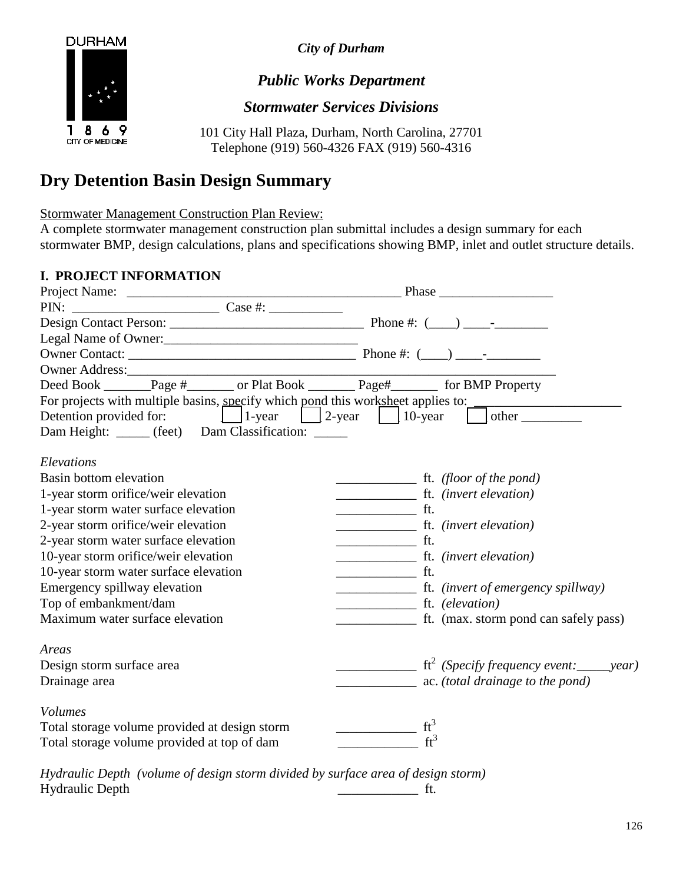DURHAM

1 8 6 9
CITY OF MEDICINE

*City of Durham*

***Public Works Department***

***Stormwater Services Divisions***

101 City Hall Plaza, Durham, North Carolina, 27701
Telephone (919) 560-4326 FAX (919) 560-4316

# Dry Detention Basin Design Summary

Stormwater Management Construction Plan Review:
A complete stormwater management construction plan submittal includes a design summary for each stormwater BMP, design calculations, plans and specifications showing BMP, inlet and outlet structure details.

## I. PROJECT INFORMATION

Project Name: _________________________________________ Phase _________________

PIN: ______________________ Case #: ___________

Design Contact Person: _____________________________ Phone #: (____) ____-________

Legal Name of Owner:_____________________________

Owner Contact: _________________________________ Phone #: (____) ____-________

Owner Address:_________________________________________________________________

Deed Book _______Page #_______ or Plat Book _______ Page#_______ for BMP Property

For projects with multiple basins, specify which pond this worksheet applies to: ______________________

Detention provided for: ☐ 1-year ☐ 2-year ☐ 10-year ☐ other _________

Dam Height: _____ (feet) Dam Classification: _____

*Elevations*

Basin bottom elevation ____________ ft. *(floor of the pond)*

1-year storm orifice/weir elevation ____________ ft. *(invert elevation)*

1-year storm water surface elevation ____________ ft.

2-year storm orifice/weir elevation ____________ ft. *(invert elevation)*

2-year storm water surface elevation ____________ ft.

10-year storm orifice/weir elevation ____________ ft. *(invert elevation)*

10-year storm water surface elevation ____________ ft.

Emergency spillway elevation ____________ ft. *(invert of emergency spillway)*

Top of embankment/dam ____________ ft. *(elevation)*

Maximum water surface elevation ____________ ft. (max. storm pond can safely pass)

*Areas*

Design storm surface area ____________ $ft^2$ *(Specify frequency event:_____year)*

Drainage area ____________ ac. *(total drainage to the pond)*

*Volumes*

Total storage volume provided at design storm ____________ $ft^3$

Total storage volume provided at top of dam ____________ $ft^3$

*Hydraulic Depth (volume of design storm divided by surface area of design storm)*

Hydraulic Depth ____________ ft.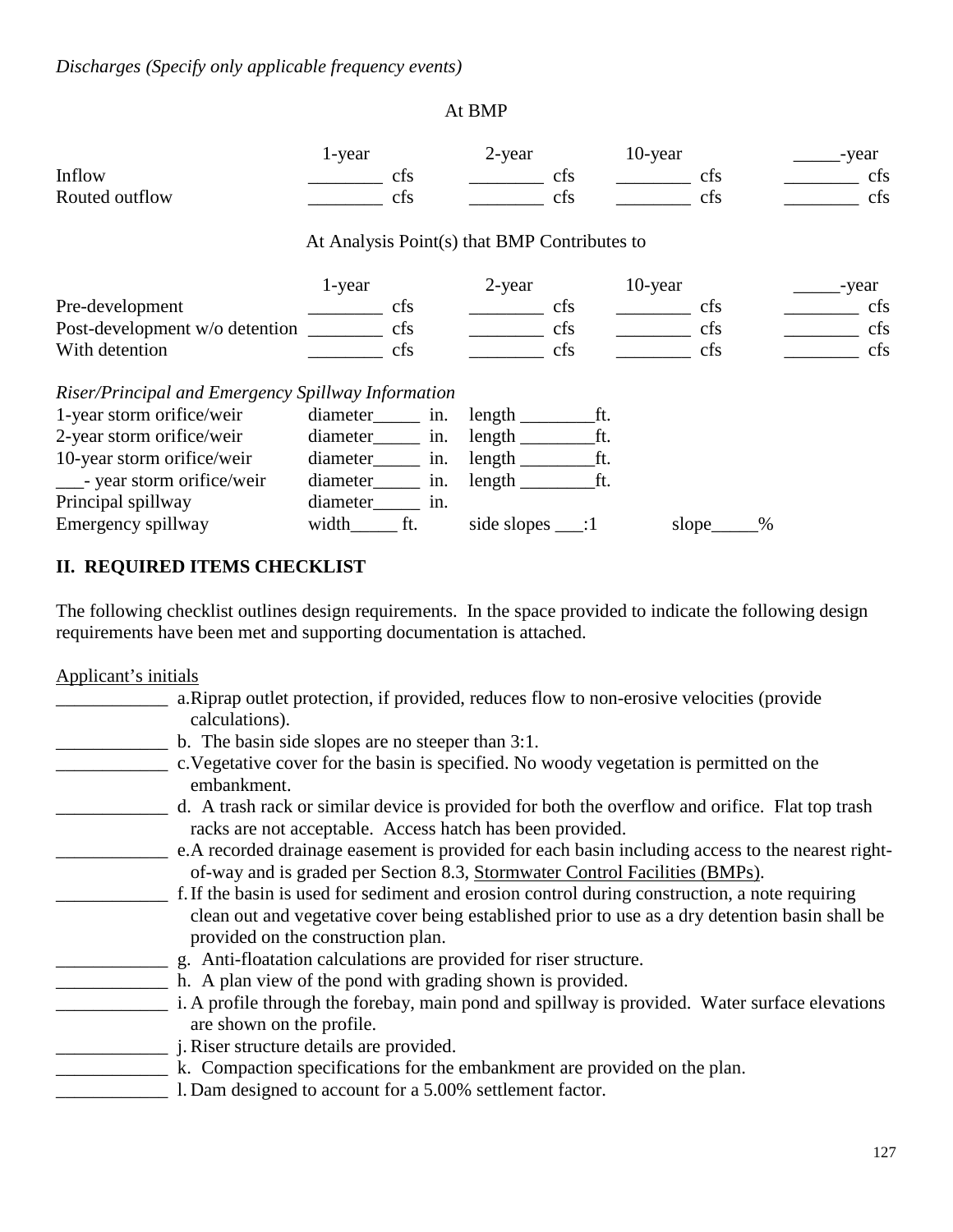*Discharges (Specify only applicable frequency events)*

At BMP

| | 1-year | 2-year | 10-year | _____-year |
|---|---|---|---|---|
| Inflow | ________ cfs | ________ cfs | ________ cfs | ________ cfs |
| Routed outflow | ________ cfs | ________ cfs | ________ cfs | ________ cfs |

At Analysis Point(s) that BMP Contributes to

| | 1-year | 2-year | 10-year | _____-year |
|---|---|---|---|---|
| Pre-development | ________ cfs | ________ cfs | ________ cfs | ________ cfs |
| Post-development w/o detention | ________ cfs | ________ cfs | ________ cfs | ________ cfs |
| With detention | ________ cfs | ________ cfs | ________ cfs | ________ cfs |

*Riser/Principal and Emergency Spillway Information*

| | | | |
|---|---|---|---|
| 1-year storm orifice/weir | diameter_____ in. | length ________ft. | |
| 2-year storm orifice/weir | diameter_____ in. | length ________ft. | |
| 10-year storm orifice/weir | diameter_____ in. | length ________ft. | |
| ___- year storm orifice/weir | diameter_____ in. | length ________ft. | |
| Principal spillway | diameter_____ in. | | |
| Emergency spillway | width_____ ft. | side slopes ___:1 | slope_____% |

## II. REQUIRED ITEMS CHECKLIST

The following checklist outlines design requirements. In the space provided to indicate the following design requirements have been met and supporting documentation is attached.

Applicant's initials

____________ a. Riprap outlet protection, if provided, reduces flow to non-erosive velocities (provide calculations).

____________ b. The basin side slopes are no steeper than 3:1.

____________ c. Vegetative cover for the basin is specified. No woody vegetation is permitted on the embankment.

____________ d. A trash rack or similar device is provided for both the overflow and orifice. Flat top trash racks are not acceptable. Access hatch has been provided.

____________ e. A recorded drainage easement is provided for each basin including access to the nearest right-of-way and is graded per Section 8.3, Stormwater Control Facilities (BMPs).

____________ f. If the basin is used for sediment and erosion control during construction, a note requiring clean out and vegetative cover being established prior to use as a dry detention basin shall be provided on the construction plan.

____________ g. Anti-floatation calculations are provided for riser structure.

____________ h. A plan view of the pond with grading shown is provided.

____________ i. A profile through the forebay, main pond and spillway is provided. Water surface elevations are shown on the profile.

____________ j. Riser structure details are provided.

____________ k. Compaction specifications for the embankment are provided on the plan.

____________ l. Dam designed to account for a 5.00% settlement factor.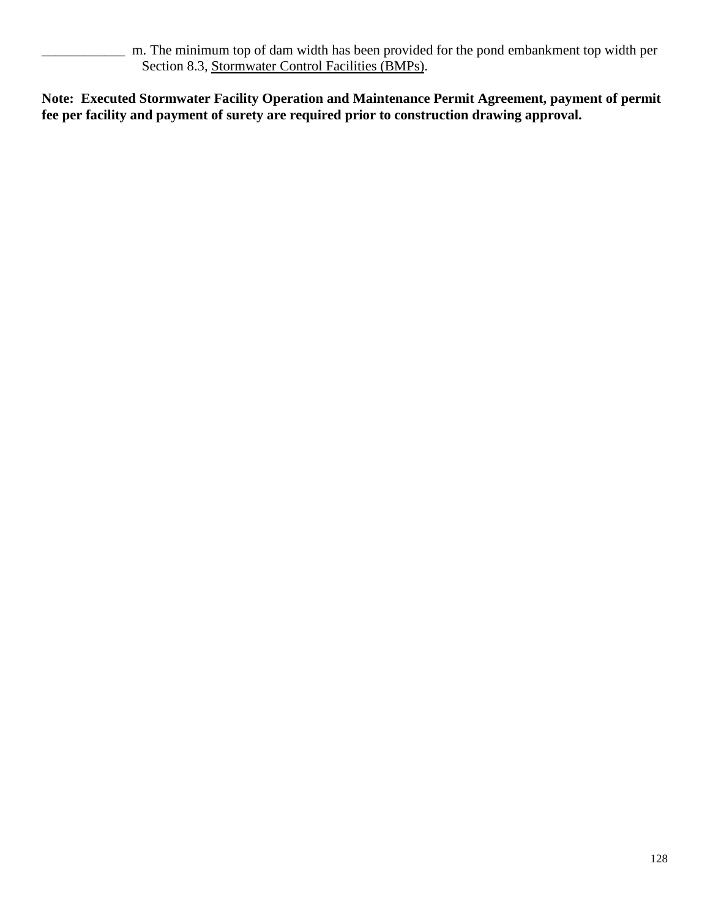____________ m. The minimum top of dam width has been provided for the pond embankment top width per Section 8.3, <u>Stormwater Control Facilities (BMPs)</u>.

**Note: Executed Stormwater Facility Operation and Maintenance Permit Agreement, payment of permit fee per facility and payment of surety are required prior to construction drawing approval.**